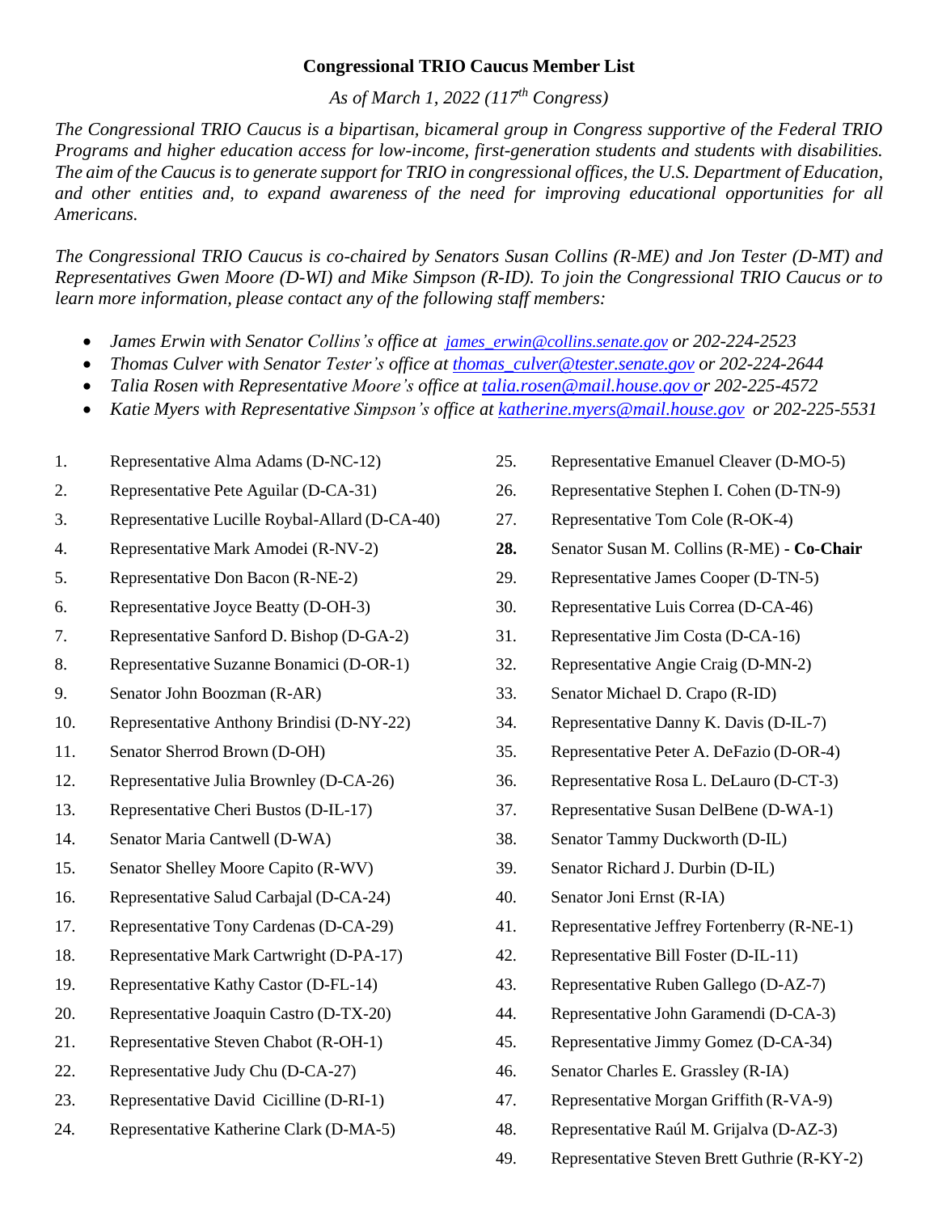# Congressional TRIO Caucus Member List

*As of March 1, 2022 (117th Congress)*

*The Congressional TRIO Caucus is a bipartisan, bicameral group in Congress supportive of the Federal TRIO Programs and higher education access for low-income, first-generation students and students with disabilities. The aim of the Caucus is to generate support for TRIO in congressional offices, the U.S. Department of Education, and other entities and, to expand awareness of the need for improving educational opportunities for all Americans.*

*The Congressional TRIO Caucus is co-chaired by Senators Susan Collins (R-ME) and Jon Tester (D-MT) and Representatives Gwen Moore (D-WI) and Mike Simpson (R-ID). To join the Congressional TRIO Caucus or to learn more information, please contact any of the following staff members:*

- *James Erwin with Senator Collins's office at james_erwin@collins.senate.gov or 202-224-2523*
- *Thomas Culver with Senator Tester's office at thomas_culver@tester.senate.gov or 202-224-2644*
- *Talia Rosen with Representative Moore's office at talia.rosen@mail.house.gov or 202-225-4572*
- *Katie Myers with Representative Simpson's office at katherine.myers@mail.house.gov or 202-225-5531*

1. Representative Alma Adams (D-NC-12)
2. Representative Pete Aguilar (D-CA-31)
3. Representative Lucille Roybal-Allard (D-CA-40)
4. Representative Mark Amodei (R-NV-2)
5. Representative Don Bacon (R-NE-2)
6. Representative Joyce Beatty (D-OH-3)
7. Representative Sanford D. Bishop (D-GA-2)
8. Representative Suzanne Bonamici (D-OR-1)
9. Senator John Boozman (R-AR)
10. Representative Anthony Brindisi (D-NY-22)
11. Senator Sherrod Brown (D-OH)
12. Representative Julia Brownley (D-CA-26)
13. Representative Cheri Bustos (D-IL-17)
14. Senator Maria Cantwell (D-WA)
15. Senator Shelley Moore Capito (R-WV)
16. Representative Salud Carbajal (D-CA-24)
17. Representative Tony Cardenas (D-CA-29)
18. Representative Mark Cartwright (D-PA-17)
19. Representative Kathy Castor (D-FL-14)
20. Representative Joaquin Castro (D-TX-20)
21. Representative Steven Chabot (R-OH-1)
22. Representative Judy Chu (D-CA-27)
23. Representative David Cicilline (D-RI-1)
24. Representative Katherine Clark (D-MA-5)
25. Representative Emanuel Cleaver (D-MO-5)
26. Representative Stephen I. Cohen (D-TN-9)
27. Representative Tom Cole (R-OK-4)
28. **Senator Susan M. Collins (R-ME) - Co-Chair**
29. Representative James Cooper (D-TN-5)
30. Representative Luis Correa (D-CA-46)
31. Representative Jim Costa (D-CA-16)
32. Representative Angie Craig (D-MN-2)
33. Senator Michael D. Crapo (R-ID)
34. Representative Danny K. Davis (D-IL-7)
35. Representative Peter A. DeFazio (D-OR-4)
36. Representative Rosa L. DeLauro (D-CT-3)
37. Representative Susan DelBene (D-WA-1)
38. Senator Tammy Duckworth (D-IL)
39. Senator Richard J. Durbin (D-IL)
40. Senator Joni Ernst (R-IA)
41. Representative Jeffrey Fortenberry (R-NE-1)
42. Representative Bill Foster (D-IL-11)
43. Representative Ruben Gallego (D-AZ-7)
44. Representative John Garamendi (D-CA-3)
45. Representative Jimmy Gomez (D-CA-34)
46. Senator Charles E. Grassley (R-IA)
47. Representative Morgan Griffith (R-VA-9)
48. Representative Raúl M. Grijalva (D-AZ-3)
49. Representative Steven Brett Guthrie (R-KY-2)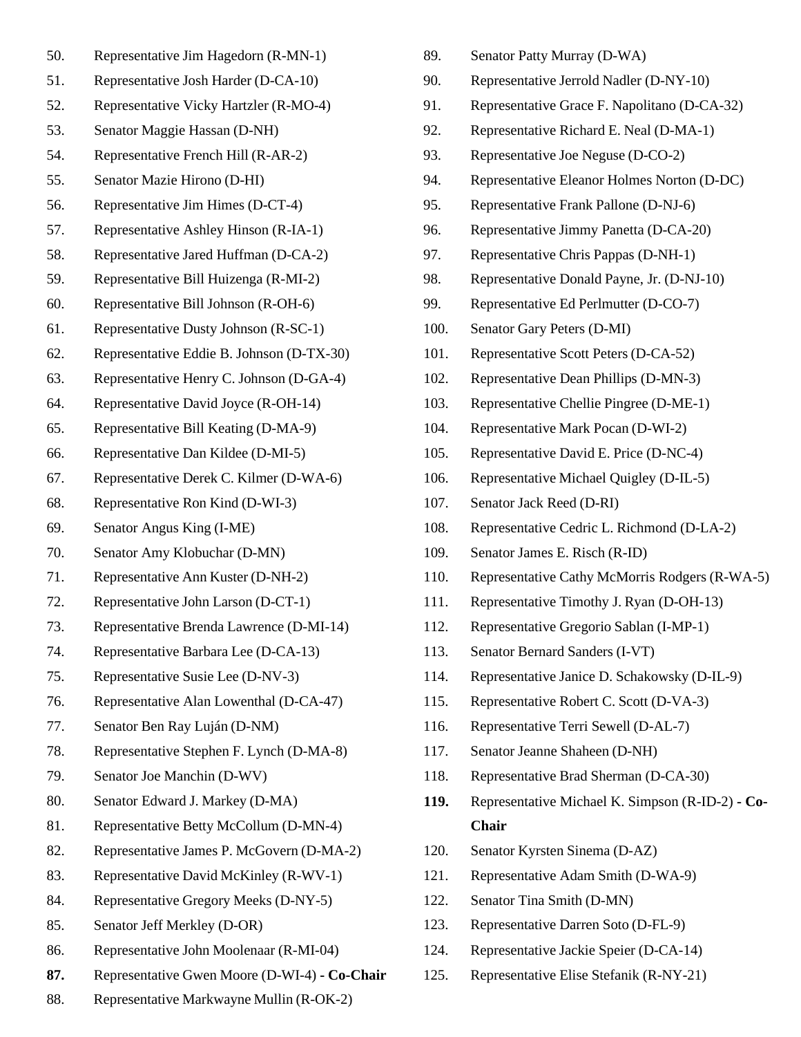50. Representative Jim Hagedorn (R-MN-1)
51. Representative Josh Harder (D-CA-10)
52. Representative Vicky Hartzler (R-MO-4)
53. Senator Maggie Hassan (D-NH)
54. Representative French Hill (R-AR-2)
55. Senator Mazie Hirono (D-HI)
56. Representative Jim Himes (D-CT-4)
57. Representative Ashley Hinson (R-IA-1)
58. Representative Jared Huffman (D-CA-2)
59. Representative Bill Huizenga (R-MI-2)
60. Representative Bill Johnson (R-OH-6)
61. Representative Dusty Johnson (R-SC-1)
62. Representative Eddie B. Johnson (D-TX-30)
63. Representative Henry C. Johnson (D-GA-4)
64. Representative David Joyce (R-OH-14)
65. Representative Bill Keating (D-MA-9)
66. Representative Dan Kildee (D-MI-5)
67. Representative Derek C. Kilmer (D-WA-6)
68. Representative Ron Kind (D-WI-3)
69. Senator Angus King (I-ME)
70. Senator Amy Klobuchar (D-MN)
71. Representative Ann Kuster (D-NH-2)
72. Representative John Larson (D-CT-1)
73. Representative Brenda Lawrence (D-MI-14)
74. Representative Barbara Lee (D-CA-13)
75. Representative Susie Lee (D-NV-3)
76. Representative Alan Lowenthal (D-CA-47)
77. Senator Ben Ray Luján (D-NM)
78. Representative Stephen F. Lynch (D-MA-8)
79. Senator Joe Manchin (D-WV)
80. Senator Edward J. Markey (D-MA)
81. Representative Betty McCollum (D-MN-4)
82. Representative James P. McGovern (D-MA-2)
83. Representative David McKinley (R-WV-1)
84. Representative Gregory Meeks (D-NY-5)
85. Senator Jeff Merkley (D-OR)
86. Representative John Moolenaar (R-MI-04)
87. **Representative Gwen Moore (D-WI-4) - Co-Chair**
88. Representative Markwayne Mullin (R-OK-2)
89. Senator Patty Murray (D-WA)
90. Representative Jerrold Nadler (D-NY-10)
91. Representative Grace F. Napolitano (D-CA-32)
92. Representative Richard E. Neal (D-MA-1)
93. Representative Joe Neguse (D-CO-2)
94. Representative Eleanor Holmes Norton (D-DC)
95. Representative Frank Pallone (D-NJ-6)
96. Representative Jimmy Panetta (D-CA-20)
97. Representative Chris Pappas (D-NH-1)
98. Representative Donald Payne, Jr. (D-NJ-10)
99. Representative Ed Perlmutter (D-CO-7)
100. Senator Gary Peters (D-MI)
101. Representative Scott Peters (D-CA-52)
102. Representative Dean Phillips (D-MN-3)
103. Representative Chellie Pingree (D-ME-1)
104. Representative Mark Pocan (D-WI-2)
105. Representative David E. Price (D-NC-4)
106. Representative Michael Quigley (D-IL-5)
107. Senator Jack Reed (D-RI)
108. Representative Cedric L. Richmond (D-LA-2)
109. Senator James E. Risch (R-ID)
110. Representative Cathy McMorris Rodgers (R-WA-5)
111. Representative Timothy J. Ryan (D-OH-13)
112. Representative Gregorio Sablan (I-MP-1)
113. Senator Bernard Sanders (I-VT)
114. Representative Janice D. Schakowsky (D-IL-9)
115. Representative Robert C. Scott (D-VA-3)
116. Representative Terri Sewell (D-AL-7)
117. Senator Jeanne Shaheen (D-NH)
118. Representative Brad Sherman (D-CA-30)
119. **Representative Michael K. Simpson (R-ID-2) - Co-Chair**
120. Senator Kyrsten Sinema (D-AZ)
121. Representative Adam Smith (D-WA-9)
122. Senator Tina Smith (D-MN)
123. Representative Darren Soto (D-FL-9)
124. Representative Jackie Speier (D-CA-14)
125. Representative Elise Stefanik (R-NY-21)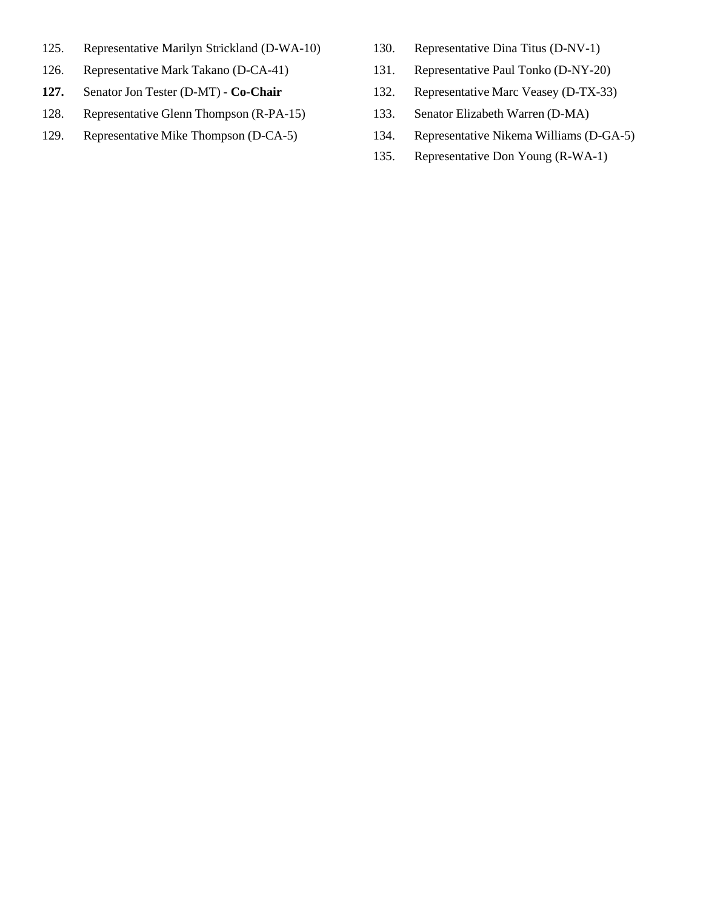125. Representative Marilyn Strickland (D-WA-10)
126. Representative Mark Takano (D-CA-41)
**127.** Senator Jon Tester (D-MT) **- Co-Chair**
128. Representative Glenn Thompson (R-PA-15)
129. Representative Mike Thompson (D-CA-5)
130. Representative Dina Titus (D-NV-1)
131. Representative Paul Tonko (D-NY-20)
132. Representative Marc Veasey (D-TX-33)
133. Senator Elizabeth Warren (D-MA)
134. Representative Nikema Williams (D-GA-5)
135. Representative Don Young (R-WA-1)